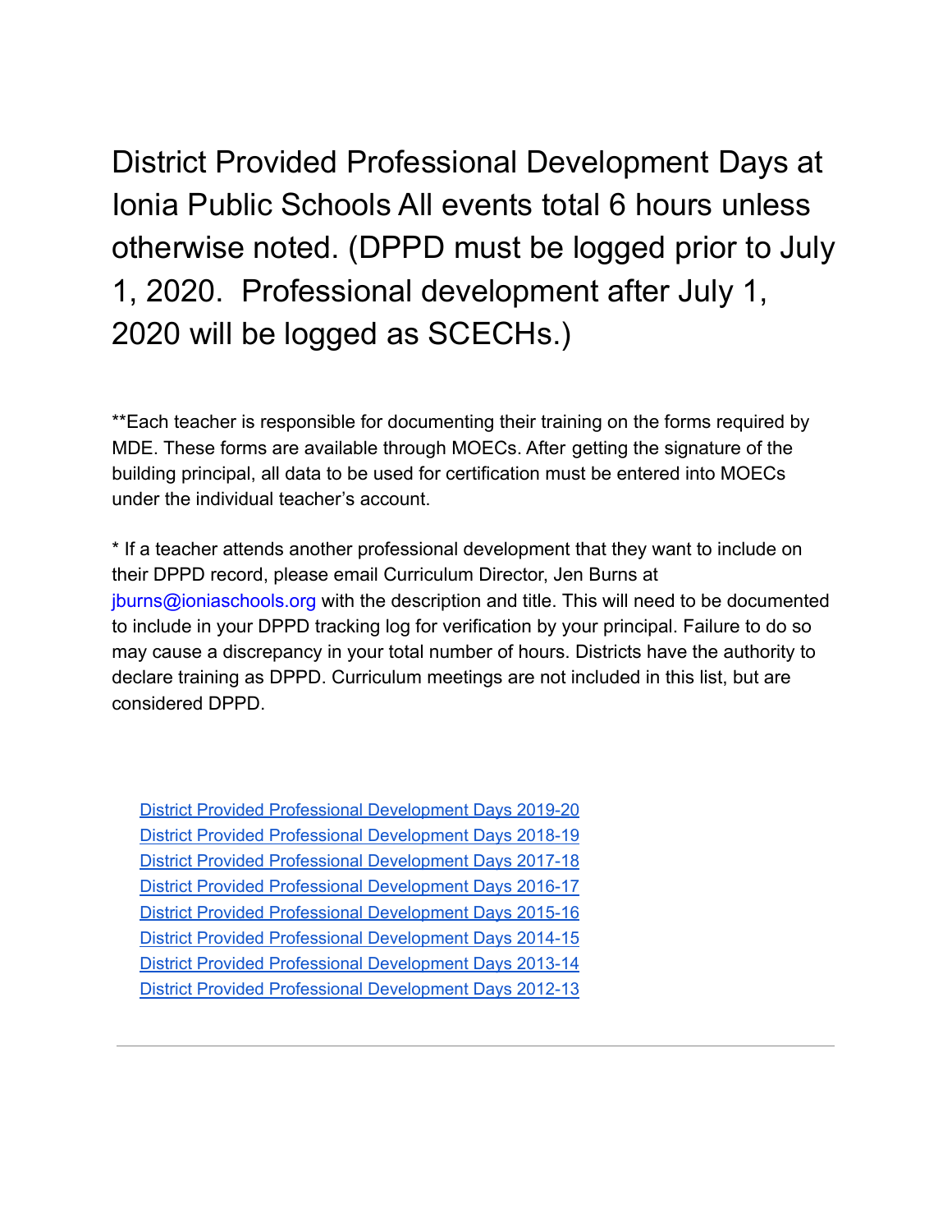# District Provided Professional Development Days at Ionia Public Schools All events total 6 hours unless otherwise noted. (DPPD must be logged prior to July 1, 2020. Professional development after July 1, 2020 will be logged as SCECHs.)

**Each teacher is responsible for documenting their training on the forms required by MDE. These forms are available through MOECs. After getting the signature of the building principal, all data to be used for certification must be entered into MOECs under the individual teacher's account.

* If a teacher attends another professional development that they want to include on their DPPD record, please email Curriculum Director, Jen Burns at jburns@ioniaschools.org with the description and title. This will need to be documented to include in your DPPD tracking log for verification by your principal. Failure to do so may cause a discrepancy in your total number of hours. Districts have the authority to declare training as DPPD. Curriculum meetings are not included in this list, but are considered DPPD.

- District Provided Professional Development Days 2019-20
- District Provided Professional Development Days 2018-19
- District Provided Professional Development Days 2017-18
- District Provided Professional Development Days 2016-17
- District Provided Professional Development Days 2015-16
- District Provided Professional Development Days 2014-15
- District Provided Professional Development Days 2013-14
- District Provided Professional Development Days 2012-13

---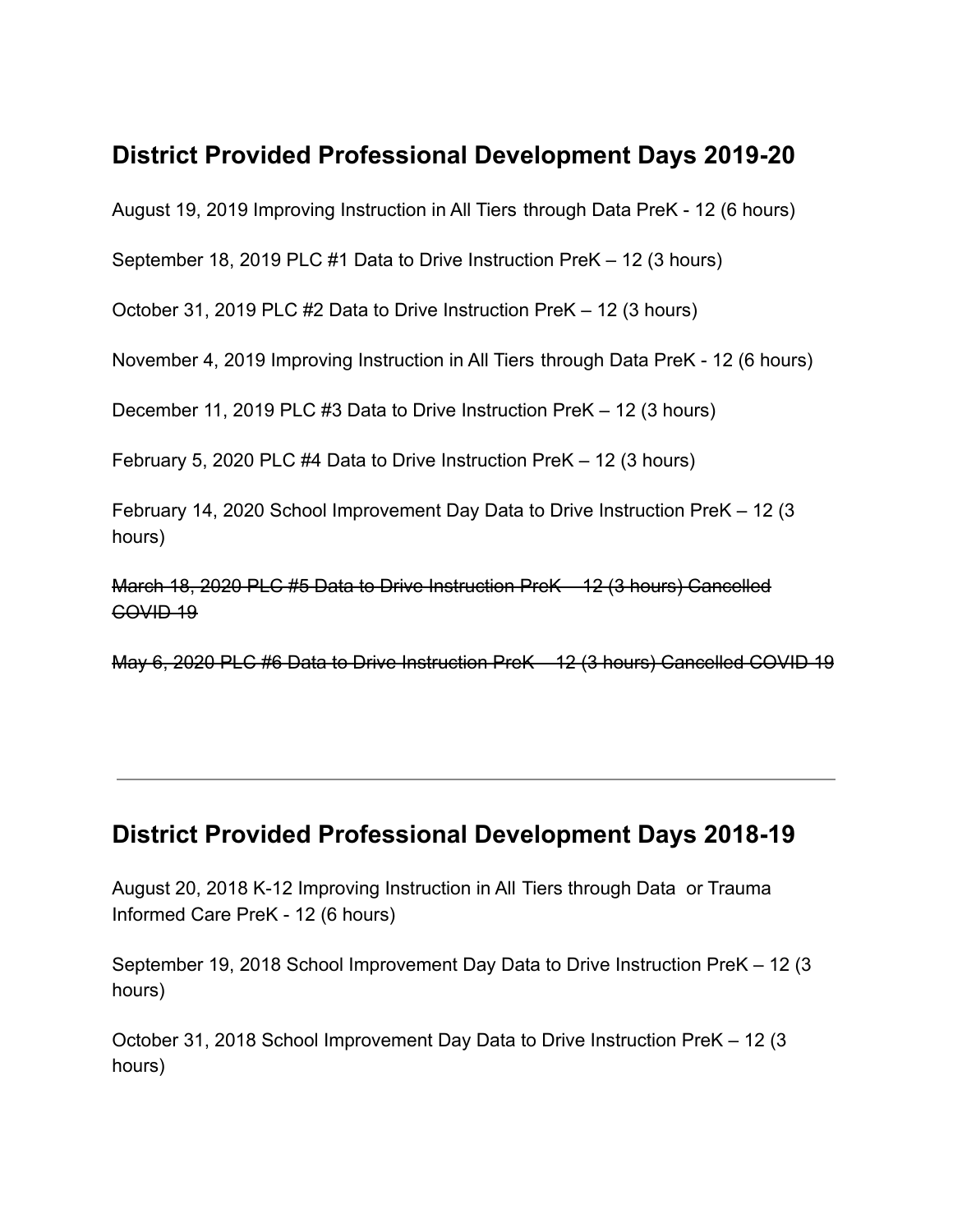## District Provided Professional Development Days 2019-20

August 19, 2019 Improving Instruction in All Tiers through Data PreK - 12 (6 hours)

September 18, 2019 PLC #1 Data to Drive Instruction PreK – 12 (3 hours)

October 31, 2019 PLC #2 Data to Drive Instruction PreK – 12 (3 hours)

November 4, 2019 Improving Instruction in All Tiers through Data PreK - 12 (6 hours)

December 11, 2019 PLC #3 Data to Drive Instruction PreK – 12 (3 hours)

February 5, 2020 PLC #4 Data to Drive Instruction PreK – 12 (3 hours)

February 14, 2020 School Improvement Day Data to Drive Instruction PreK – 12 (3 hours)

~~March 18, 2020 PLC #5 Data to Drive Instruction PreK – 12 (3 hours) Cancelled COVID 19~~

~~May 6, 2020 PLC #6 Data to Drive Instruction PreK – 12 (3 hours) Cancelled COVID 19~~

---

## District Provided Professional Development Days 2018-19

August 20, 2018 K-12 Improving Instruction in All Tiers through Data or Trauma Informed Care PreK - 12 (6 hours)

September 19, 2018 School Improvement Day Data to Drive Instruction PreK – 12 (3 hours)

October 31, 2018 School Improvement Day Data to Drive Instruction PreK – 12 (3 hours)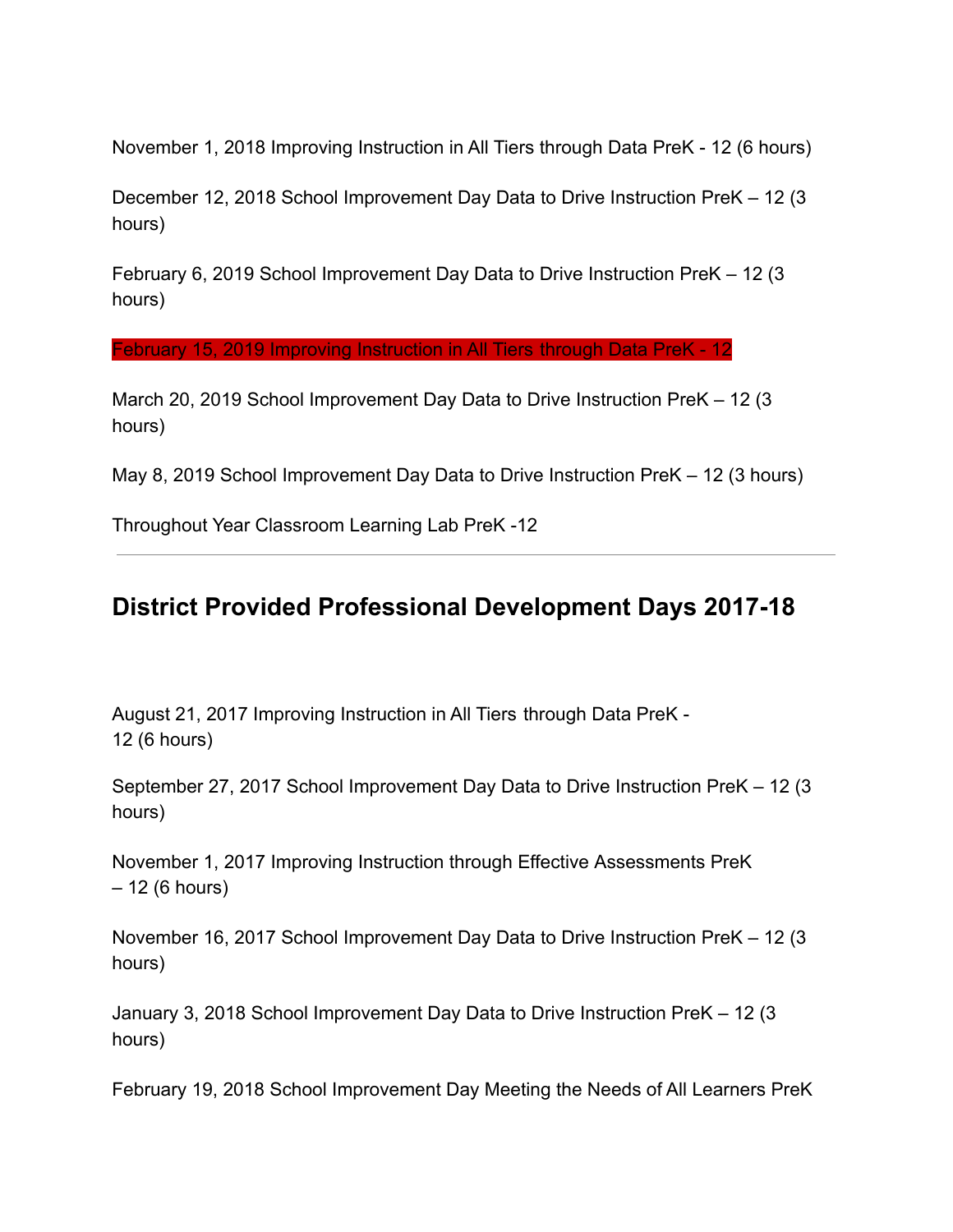November 1, 2018 Improving Instruction in All Tiers through Data PreK - 12 (6 hours)

December 12, 2018 School Improvement Day Data to Drive Instruction PreK – 12 (3 hours)

February 6, 2019 School Improvement Day Data to Drive Instruction PreK – 12 (3 hours)

February 15, 2019 Improving Instruction in All Tiers through Data PreK - 12

March 20, 2019 School Improvement Day Data to Drive Instruction PreK – 12 (3 hours)

May 8, 2019 School Improvement Day Data to Drive Instruction PreK – 12 (3 hours)

Throughout Year Classroom Learning Lab PreK -12

---

## District Provided Professional Development Days 2017-18

August 21, 2017 Improving Instruction in All Tiers through Data PreK - 12 (6 hours)

September 27, 2017 School Improvement Day Data to Drive Instruction PreK – 12 (3 hours)

November 1, 2017 Improving Instruction through Effective Assessments PreK – 12 (6 hours)

November 16, 2017 School Improvement Day Data to Drive Instruction PreK – 12 (3 hours)

January 3, 2018 School Improvement Day Data to Drive Instruction PreK – 12 (3 hours)

February 19, 2018 School Improvement Day Meeting the Needs of All Learners PreK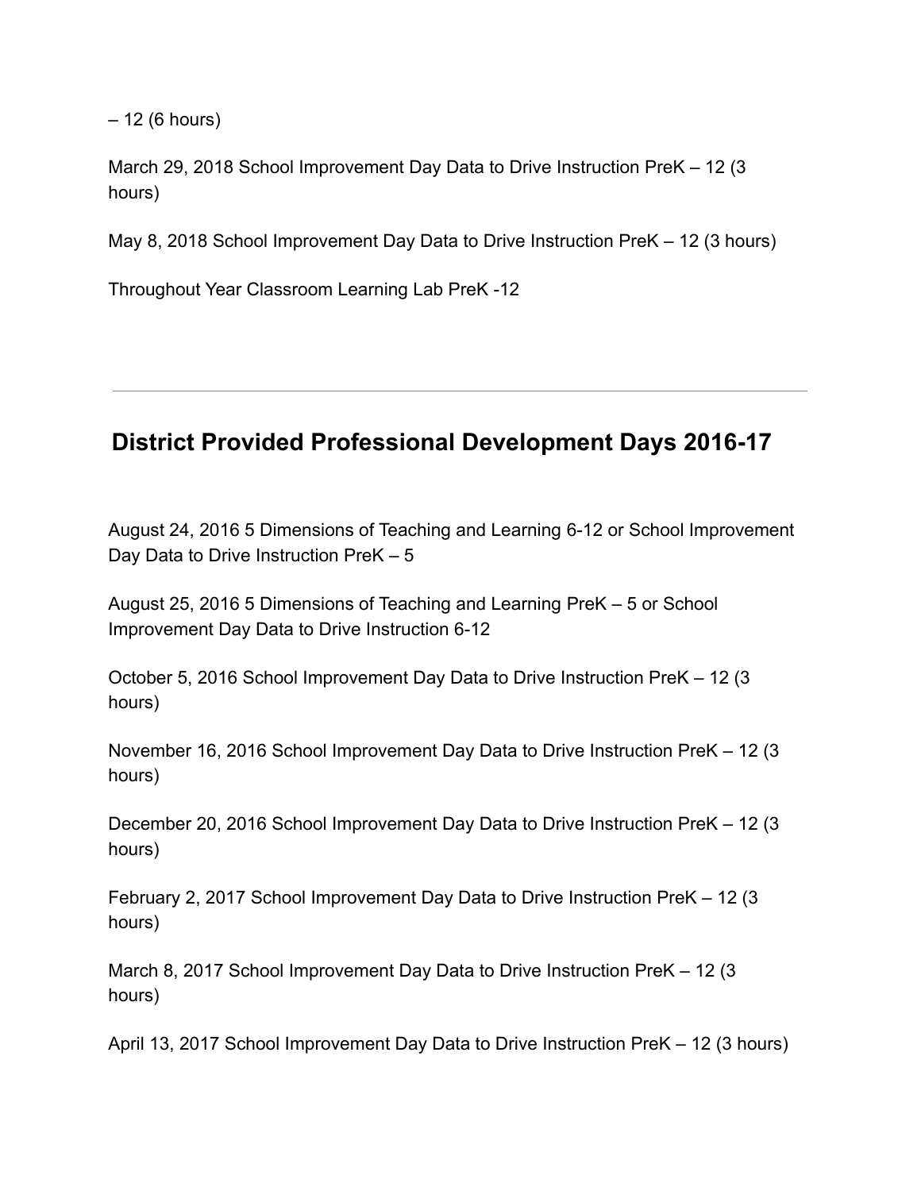– 12 (6 hours)

March 29, 2018 School Improvement Day Data to Drive Instruction PreK – 12 (3 hours)

May 8, 2018 School Improvement Day Data to Drive Instruction PreK – 12 (3 hours)

Throughout Year Classroom Learning Lab PreK -12

---

## District Provided Professional Development Days 2016-17

August 24, 2016 5 Dimensions of Teaching and Learning 6-12 or School Improvement Day Data to Drive Instruction PreK – 5

August 25, 2016 5 Dimensions of Teaching and Learning PreK – 5 or School Improvement Day Data to Drive Instruction 6-12

October 5, 2016 School Improvement Day Data to Drive Instruction PreK – 12 (3 hours)

November 16, 2016 School Improvement Day Data to Drive Instruction PreK – 12 (3 hours)

December 20, 2016 School Improvement Day Data to Drive Instruction PreK – 12 (3 hours)

February 2, 2017 School Improvement Day Data to Drive Instruction PreK – 12 (3 hours)

March 8, 2017 School Improvement Day Data to Drive Instruction PreK – 12 (3 hours)

April 13, 2017 School Improvement Day Data to Drive Instruction PreK – 12 (3 hours)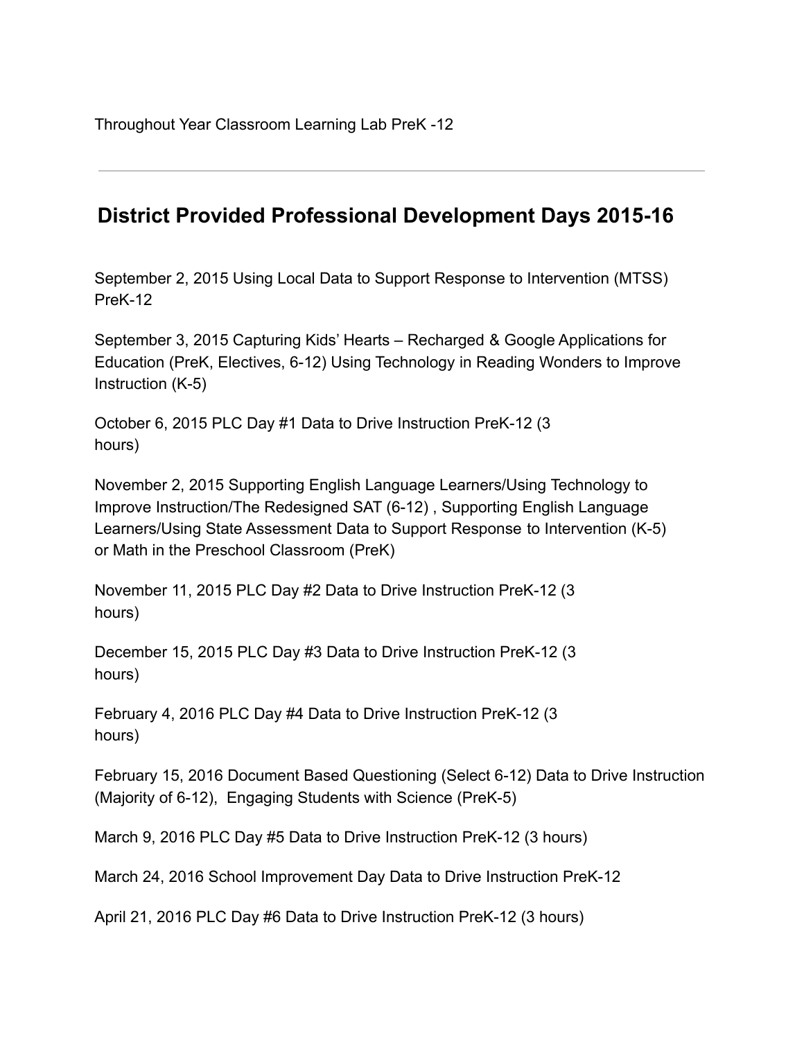Throughout Year Classroom Learning Lab PreK -12

---

## District Provided Professional Development Days 2015-16

September 2, 2015 Using Local Data to Support Response to Intervention (MTSS) PreK-12

September 3, 2015 Capturing Kids' Hearts – Recharged & Google Applications for Education (PreK, Electives, 6-12) Using Technology in Reading Wonders to Improve Instruction (K-5)

October 6, 2015 PLC Day #1 Data to Drive Instruction PreK-12 (3 hours)

November 2, 2015 Supporting English Language Learners/Using Technology to Improve Instruction/The Redesigned SAT (6-12) , Supporting English Language Learners/Using State Assessment Data to Support Response to Intervention (K-5) or Math in the Preschool Classroom (PreK)

November 11, 2015 PLC Day #2 Data to Drive Instruction PreK-12 (3 hours)

December 15, 2015 PLC Day #3 Data to Drive Instruction PreK-12 (3 hours)

February 4, 2016 PLC Day #4 Data to Drive Instruction PreK-12 (3 hours)

February 15, 2016 Document Based Questioning (Select 6-12) Data to Drive Instruction (Majority of 6-12), Engaging Students with Science (PreK-5)

March 9, 2016 PLC Day #5 Data to Drive Instruction PreK-12 (3 hours)

March 24, 2016 School Improvement Day Data to Drive Instruction PreK-12

April 21, 2016 PLC Day #6 Data to Drive Instruction PreK-12 (3 hours)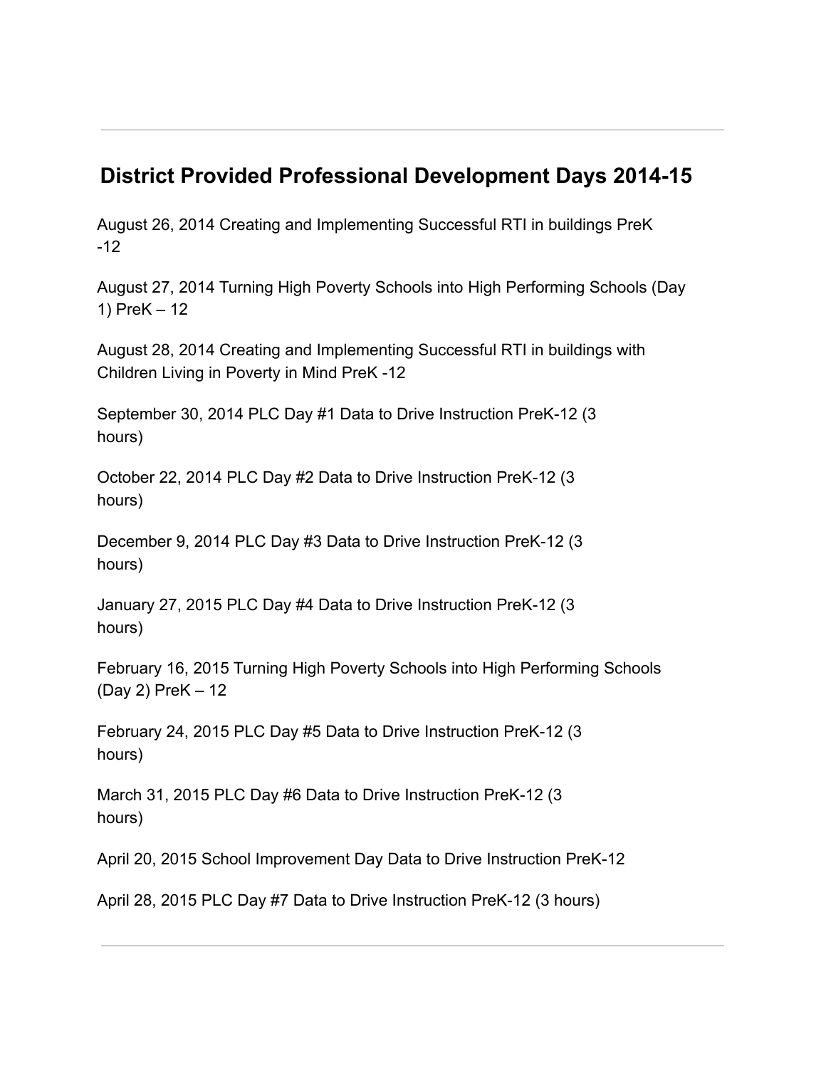## District Provided Professional Development Days 2014-15

August 26, 2014 Creating and Implementing Successful RTI in buildings PreK -12

August 27, 2014 Turning High Poverty Schools into High Performing Schools (Day 1) PreK – 12

August 28, 2014 Creating and Implementing Successful RTI in buildings with Children Living in Poverty in Mind PreK -12

September 30, 2014 PLC Day #1 Data to Drive Instruction PreK-12 (3 hours)

October 22, 2014 PLC Day #2 Data to Drive Instruction PreK-12 (3 hours)

December 9, 2014 PLC Day #3 Data to Drive Instruction PreK-12 (3 hours)

January 27, 2015 PLC Day #4 Data to Drive Instruction PreK-12 (3 hours)

February 16, 2015 Turning High Poverty Schools into High Performing Schools (Day 2) PreK – 12

February 24, 2015 PLC Day #5 Data to Drive Instruction PreK-12 (3 hours)

March 31, 2015 PLC Day #6 Data to Drive Instruction PreK-12 (3 hours)

April 20, 2015 School Improvement Day Data to Drive Instruction PreK-12

April 28, 2015 PLC Day #7 Data to Drive Instruction PreK-12 (3 hours)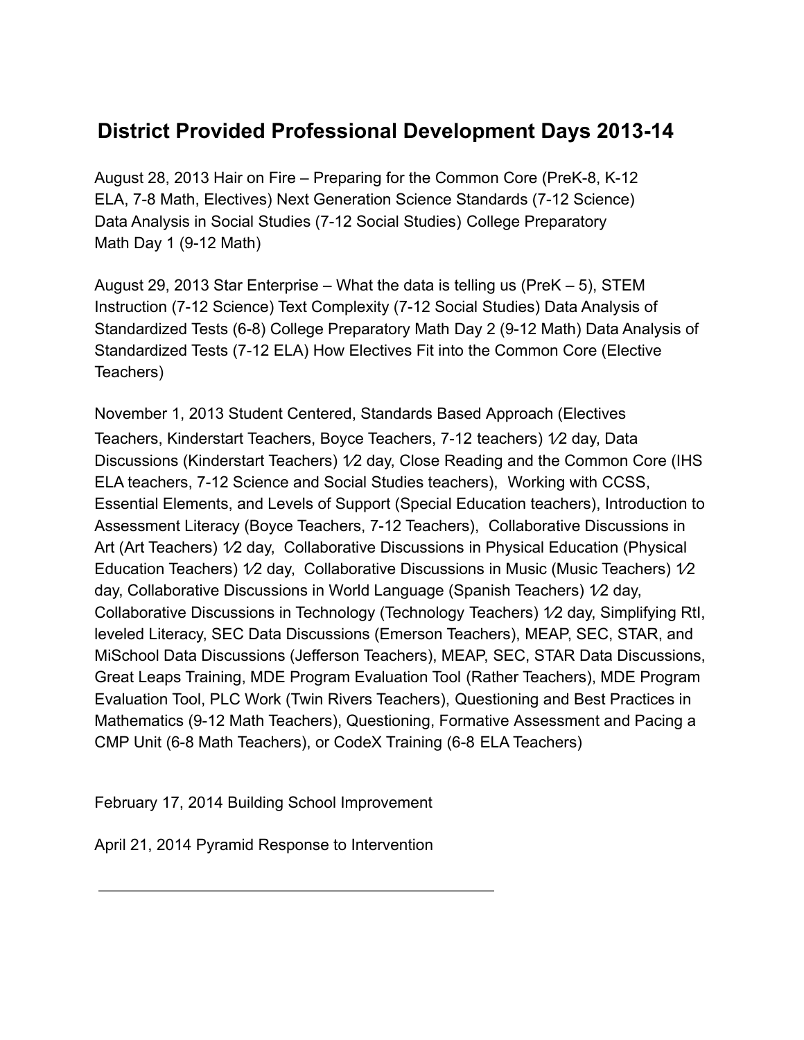# District Provided Professional Development Days 2013-14

August 28, 2013 Hair on Fire – Preparing for the Common Core (PreK-8, K-12 ELA, 7-8 Math, Electives) Next Generation Science Standards (7-12 Science) Data Analysis in Social Studies (7-12 Social Studies) College Preparatory Math Day 1 (9-12 Math)

August 29, 2013 Star Enterprise – What the data is telling us (PreK – 5), STEM Instruction (7-12 Science) Text Complexity (7-12 Social Studies) Data Analysis of Standardized Tests (6-8) College Preparatory Math Day 2 (9-12 Math) Data Analysis of Standardized Tests (7-12 ELA) How Electives Fit into the Common Core (Elective Teachers)

November 1, 2013 Student Centered, Standards Based Approach (Electives Teachers, Kinderstart Teachers, Boyce Teachers, 7-12 teachers) 1⁄2 day, Data Discussions (Kinderstart Teachers) 1⁄2 day, Close Reading and the Common Core (IHS ELA teachers, 7-12 Science and Social Studies teachers), Working with CCSS, Essential Elements, and Levels of Support (Special Education teachers), Introduction to Assessment Literacy (Boyce Teachers, 7-12 Teachers), Collaborative Discussions in Art (Art Teachers) 1⁄2 day, Collaborative Discussions in Physical Education (Physical Education Teachers) 1⁄2 day, Collaborative Discussions in Music (Music Teachers) 1⁄2 day, Collaborative Discussions in World Language (Spanish Teachers) 1⁄2 day, Collaborative Discussions in Technology (Technology Teachers) 1⁄2 day, Simplifying RtI, leveled Literacy, SEC Data Discussions (Emerson Teachers), MEAP, SEC, STAR, and MiSchool Data Discussions (Jefferson Teachers), MEAP, SEC, STAR Data Discussions, Great Leaps Training, MDE Program Evaluation Tool (Rather Teachers), MDE Program Evaluation Tool, PLC Work (Twin Rivers Teachers), Questioning and Best Practices in Mathematics (9-12 Math Teachers), Questioning, Formative Assessment and Pacing a CMP Unit (6-8 Math Teachers), or CodeX Training (6-8 ELA Teachers)

February 17, 2014 Building School Improvement

April 21, 2014 Pyramid Response to Intervention

---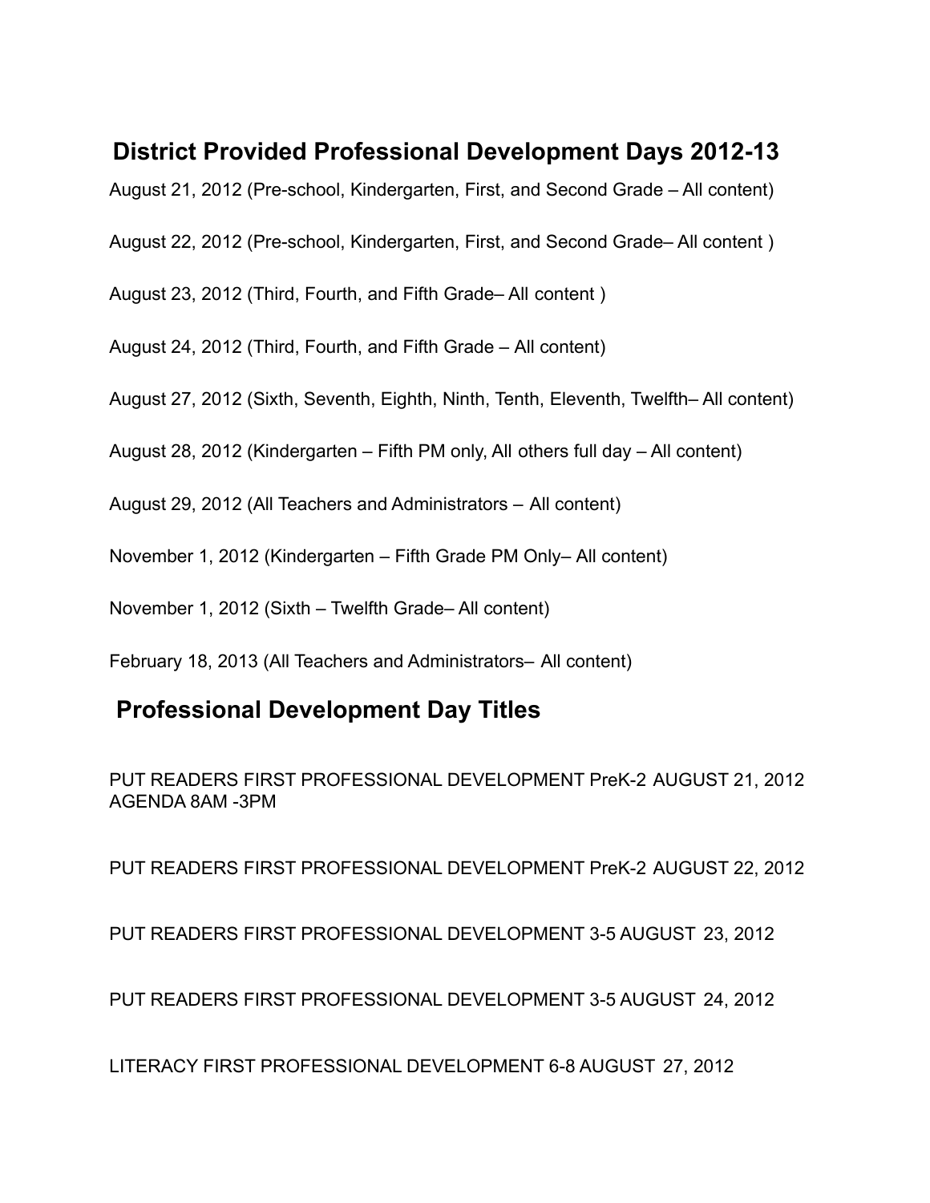## District Provided Professional Development Days 2012-13

August 21, 2012 (Pre-school, Kindergarten, First, and Second Grade – All content)

August 22, 2012 (Pre-school, Kindergarten, First, and Second Grade– All content )

August 23, 2012 (Third, Fourth, and Fifth Grade– All content )

August 24, 2012 (Third, Fourth, and Fifth Grade – All content)

August 27, 2012 (Sixth, Seventh, Eighth, Ninth, Tenth, Eleventh, Twelfth– All content)

August 28, 2012 (Kindergarten – Fifth PM only, All others full day – All content)

August 29, 2012 (All Teachers and Administrators – All content)

November 1, 2012 (Kindergarten – Fifth Grade PM Only– All content)

November 1, 2012 (Sixth – Twelfth Grade– All content)

February 18, 2013 (All Teachers and Administrators– All content)

## Professional Development Day Titles

PUT READERS FIRST PROFESSIONAL DEVELOPMENT PreK-2 AUGUST 21, 2012 AGENDA 8AM -3PM

PUT READERS FIRST PROFESSIONAL DEVELOPMENT PreK-2 AUGUST 22, 2012

PUT READERS FIRST PROFESSIONAL DEVELOPMENT 3-5 AUGUST 23, 2012

PUT READERS FIRST PROFESSIONAL DEVELOPMENT 3-5 AUGUST 24, 2012

LITERACY FIRST PROFESSIONAL DEVELOPMENT 6-8 AUGUST 27, 2012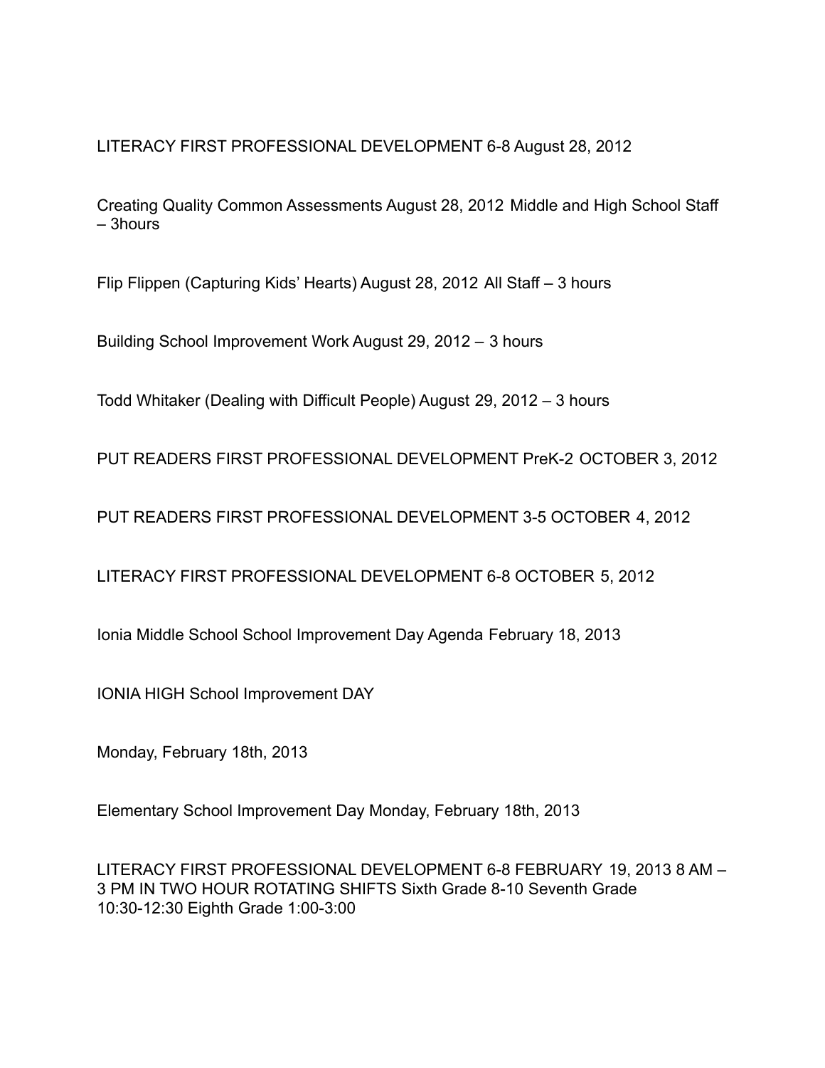LITERACY FIRST PROFESSIONAL DEVELOPMENT 6-8 August 28, 2012

Creating Quality Common Assessments August 28, 2012 Middle and High School Staff – 3hours

Flip Flippen (Capturing Kids' Hearts) August 28, 2012 All Staff – 3 hours

Building School Improvement Work August 29, 2012 – 3 hours

Todd Whitaker (Dealing with Difficult People) August 29, 2012 – 3 hours

PUT READERS FIRST PROFESSIONAL DEVELOPMENT PreK-2 OCTOBER 3, 2012

PUT READERS FIRST PROFESSIONAL DEVELOPMENT 3-5 OCTOBER 4, 2012

LITERACY FIRST PROFESSIONAL DEVELOPMENT 6-8 OCTOBER 5, 2012

Ionia Middle School School Improvement Day Agenda February 18, 2013

IONIA HIGH School Improvement DAY

Monday, February 18th, 2013

Elementary School Improvement Day Monday, February 18th, 2013

LITERACY FIRST PROFESSIONAL DEVELOPMENT 6-8 FEBRUARY 19, 2013 8 AM – 3 PM IN TWO HOUR ROTATING SHIFTS Sixth Grade 8-10 Seventh Grade 10:30-12:30 Eighth Grade 1:00-3:00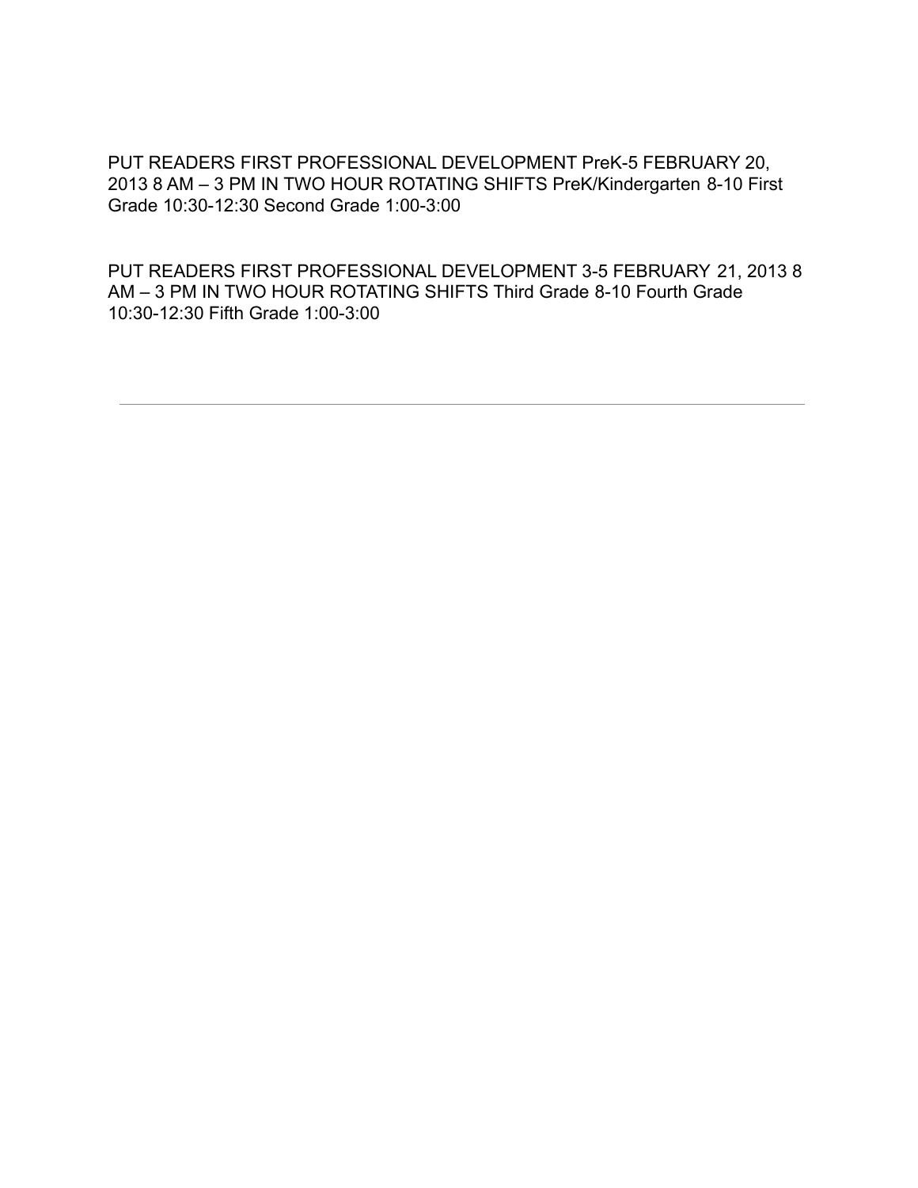PUT READERS FIRST PROFESSIONAL DEVELOPMENT PreK-5 FEBRUARY 20, 2013 8 AM – 3 PM IN TWO HOUR ROTATING SHIFTS PreK/Kindergarten 8-10 First Grade 10:30-12:30 Second Grade 1:00-3:00

PUT READERS FIRST PROFESSIONAL DEVELOPMENT 3-5 FEBRUARY 21, 2013 8 AM – 3 PM IN TWO HOUR ROTATING SHIFTS Third Grade 8-10 Fourth Grade 10:30-12:30 Fifth Grade 1:00-3:00

---